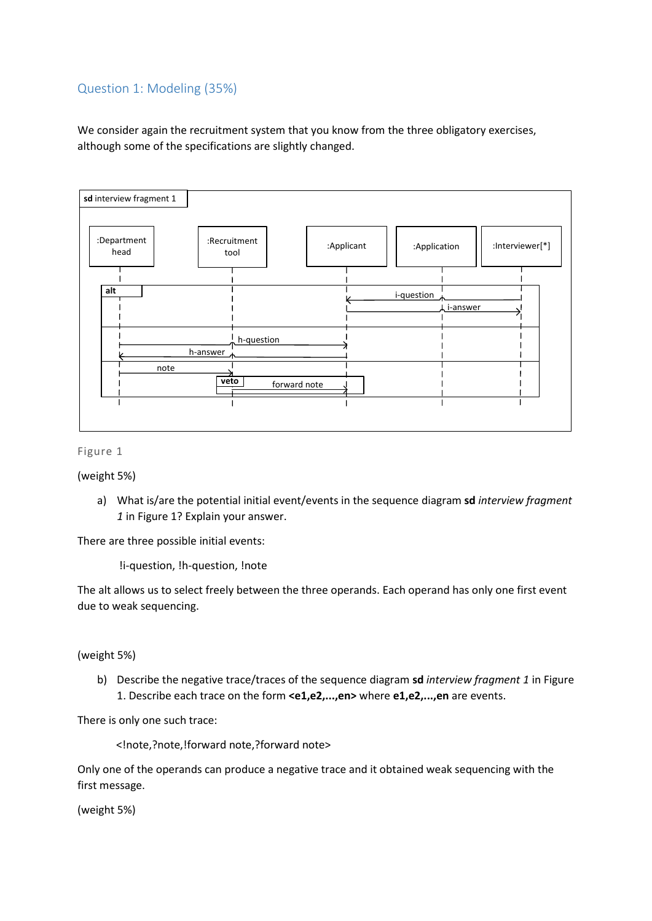## Question 1: Modeling (35%)

We consider again the recruitment system that you know from the three obligatory exercises, although some of the specifications are slightly changed.

Figure 1

(weight 5%)

a) What is/are the potential initial event/events in the sequence diagram **sd** *interview fragment 1* in Figure 1? Explain your answer.

There are three possible initial events:

!i-question, !h-question, !note

The alt allows us to select freely between the three operands. Each operand has only one first event due to weak sequencing.

(weight 5%)

b) Describe the negative trace/traces of the sequence diagram **sd** *interview fragment 1* in Figure 1. Describe each trace on the form **<e1,e2,...,en>** where **e1,e2,...,en** are events.

There is only one such trace:

<!note,?note,!forward note,?forward note>

Only one of the operands can produce a negative trace and it obtained weak sequencing with the first message.

(weight 5%)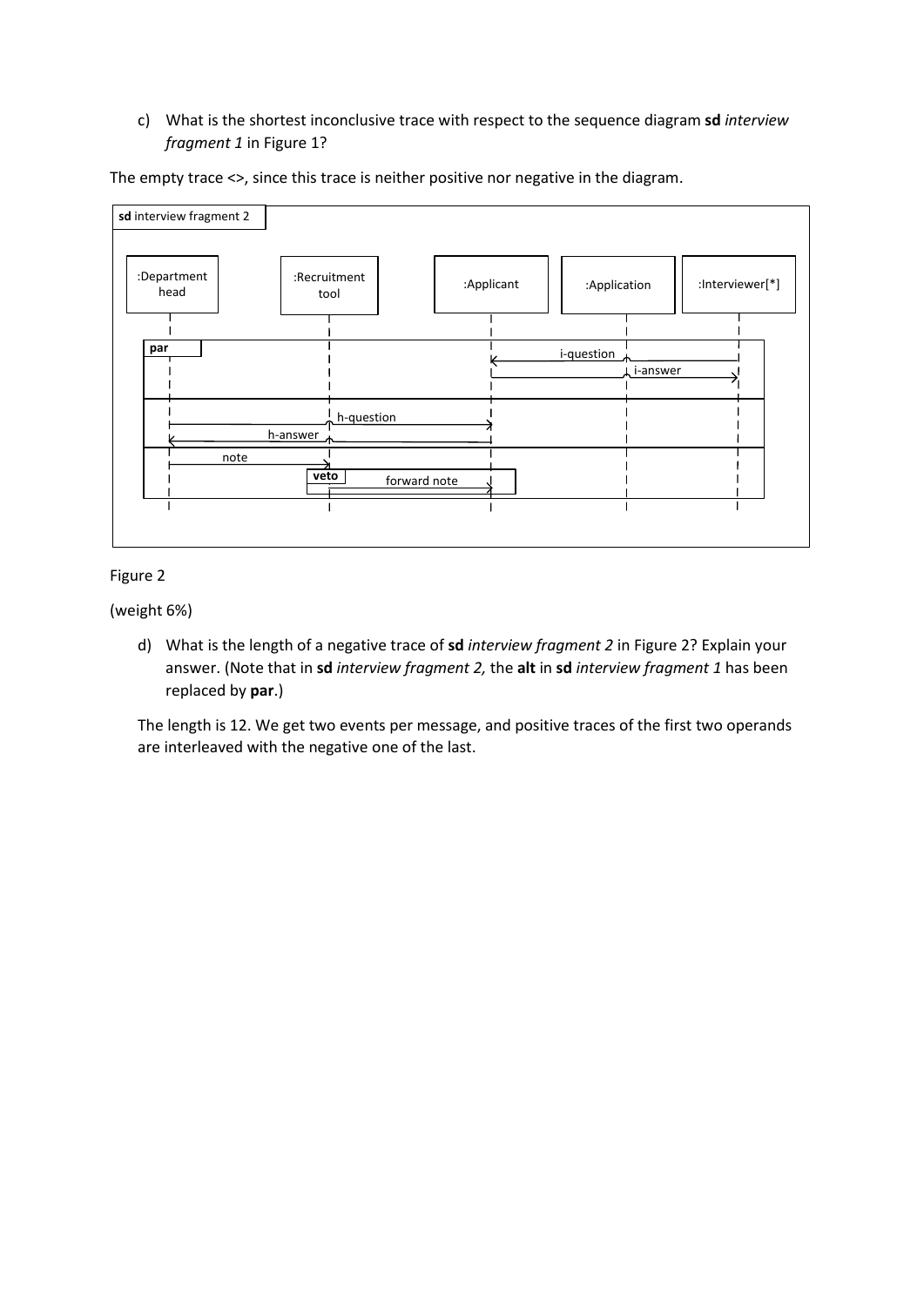c) What is the shortest inconclusive trace with respect to the sequence diagram **sd** *interview fragment 1* in Figure 1?

The empty trace <>, since this trace is neither positive nor negative in the diagram.

Figure 2

(weight 6%)

d) What is the length of a negative trace of **sd** *interview fragment 2* in Figure 2? Explain your answer. (Note that in **sd** *interview fragment 2,* the **alt** in **sd** *interview fragment 1* has been replaced by **par**.)

The length is 12. We get two events per message, and positive traces of the first two operands are interleaved with the negative one of the last.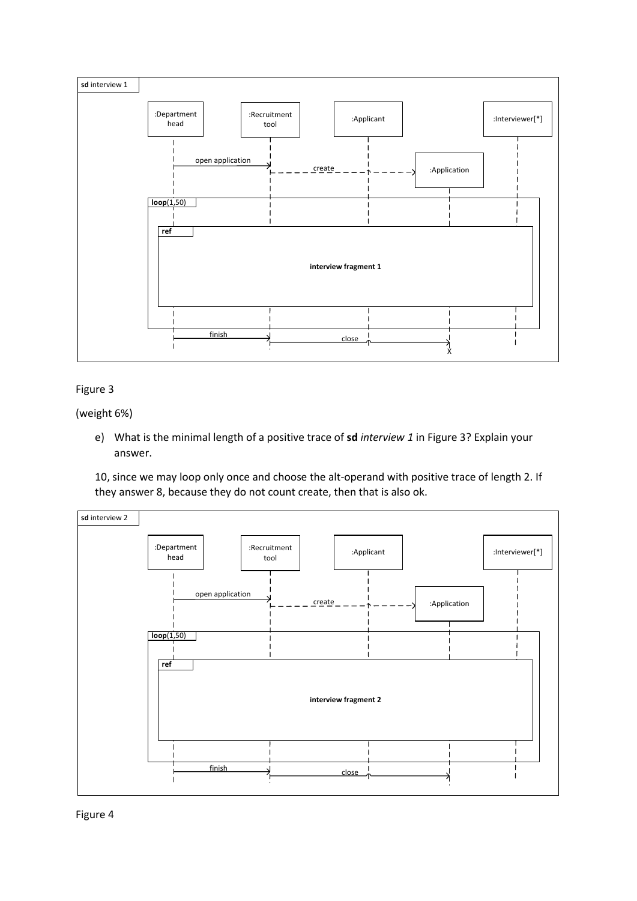Figure 3

(weight 6%)

e) What is the minimal length of a positive trace of **sd** *interview 1* in Figure 3? Explain your answer.

10, since we may loop only once and choose the alt-operand with positive trace of length 2. If they answer 8, because they do not count create, then that is also ok.

Figure 4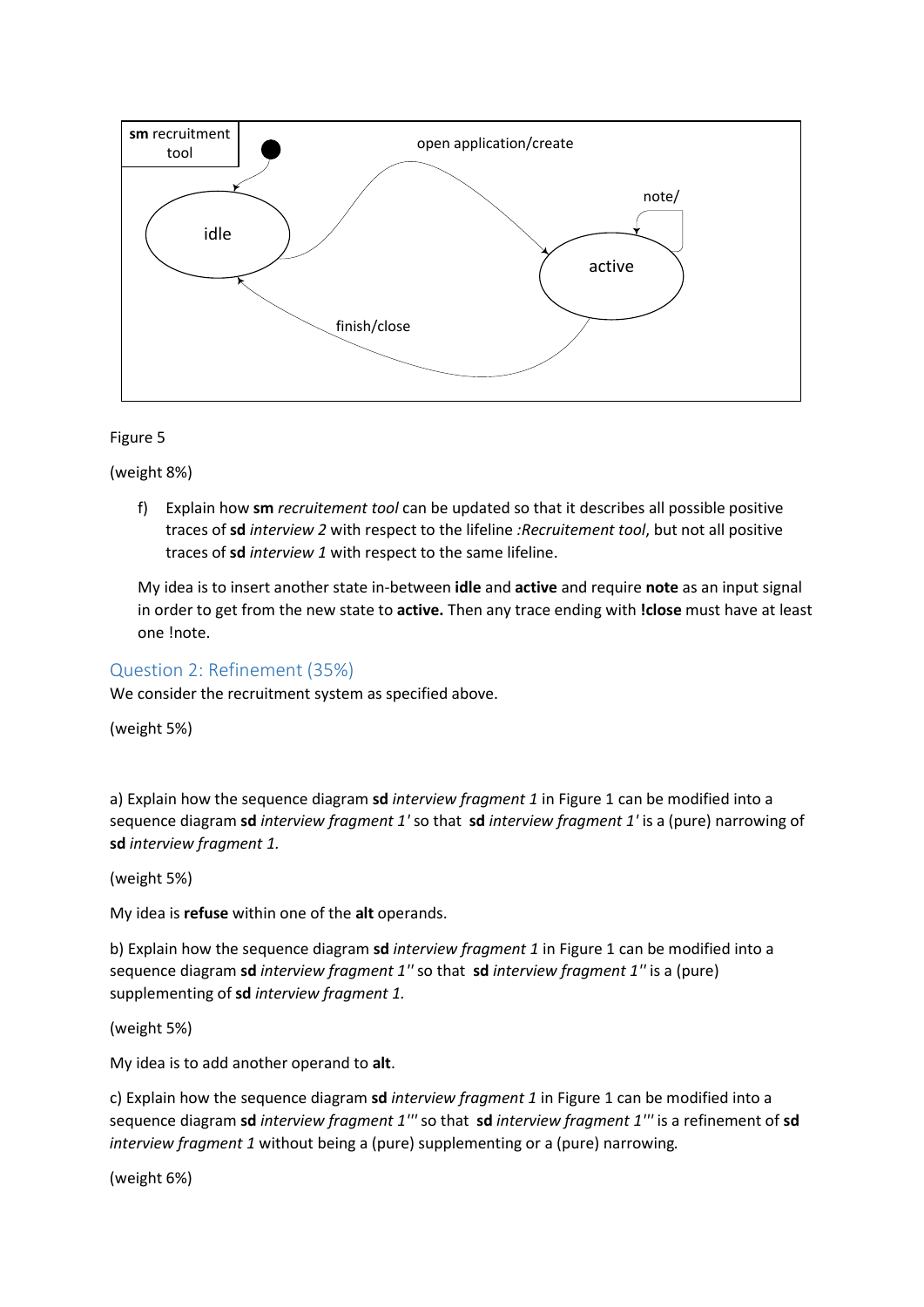sm recruitment tool

idle

active

open application/create

note/

finish/close

Figure 5

(weight 8%)

f) Explain how **sm** *recruitement tool* can be updated so that it describes all possible positive traces of **sd** *interview 2* with respect to the lifeline *:Recruitement tool*, but not all positive traces of **sd** *interview 1* with respect to the same lifeline.

My idea is to insert another state in-between **idle** and **active** and require **note** as an input signal in order to get from the new state to **active.** Then any trace ending with **!close** must have at least one !note.

## Question 2: Refinement (35%)

We consider the recruitment system as specified above.

(weight 5%)

a) Explain how the sequence diagram **sd** *interview fragment 1* in Figure 1 can be modified into a sequence diagram **sd** *interview fragment 1'* so that **sd** *interview fragment 1'* is a (pure) narrowing of **sd** *interview fragment 1.*

(weight 5%)

My idea is **refuse** within one of the **alt** operands.

b) Explain how the sequence diagram **sd** *interview fragment 1* in Figure 1 can be modified into a sequence diagram **sd** *interview fragment 1''* so that **sd** *interview fragment 1''* is a (pure) supplementing of **sd** *interview fragment 1.*

(weight 5%)

My idea is to add another operand to **alt**.

c) Explain how the sequence diagram **sd** *interview fragment 1* in Figure 1 can be modified into a sequence diagram **sd** *interview fragment 1'''* so that **sd** *interview fragment 1'''* is a refinement of **sd** *interview fragment 1* without being a (pure) supplementing or a (pure) narrowing.

(weight 6%)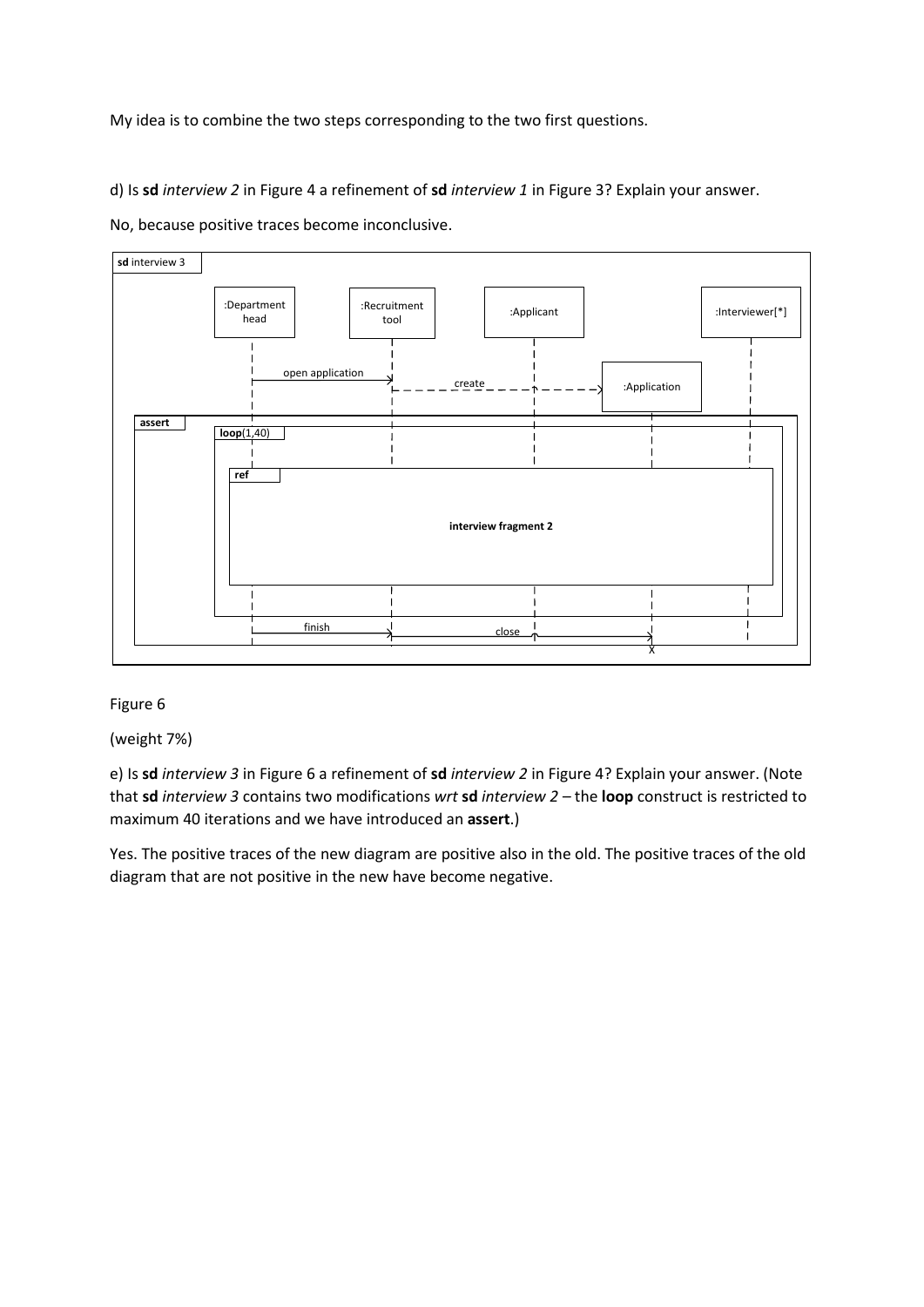My idea is to combine the two steps corresponding to the two first questions.

d) Is **sd** *interview 2* in Figure 4 a refinement of **sd** *interview 1* in Figure 3? Explain your answer.

No, because positive traces become inconclusive.

Figure 6

(weight 7%)

e) Is **sd** *interview 3* in Figure 6 a refinement of **sd** *interview 2* in Figure 4? Explain your answer. (Note that **sd** *interview 3* contains two modifications *wrt* **sd** *interview 2* – the **loop** construct is restricted to maximum 40 iterations and we have introduced an **assert**.)

Yes. The positive traces of the new diagram are positive also in the old. The positive traces of the old diagram that are not positive in the new have become negative.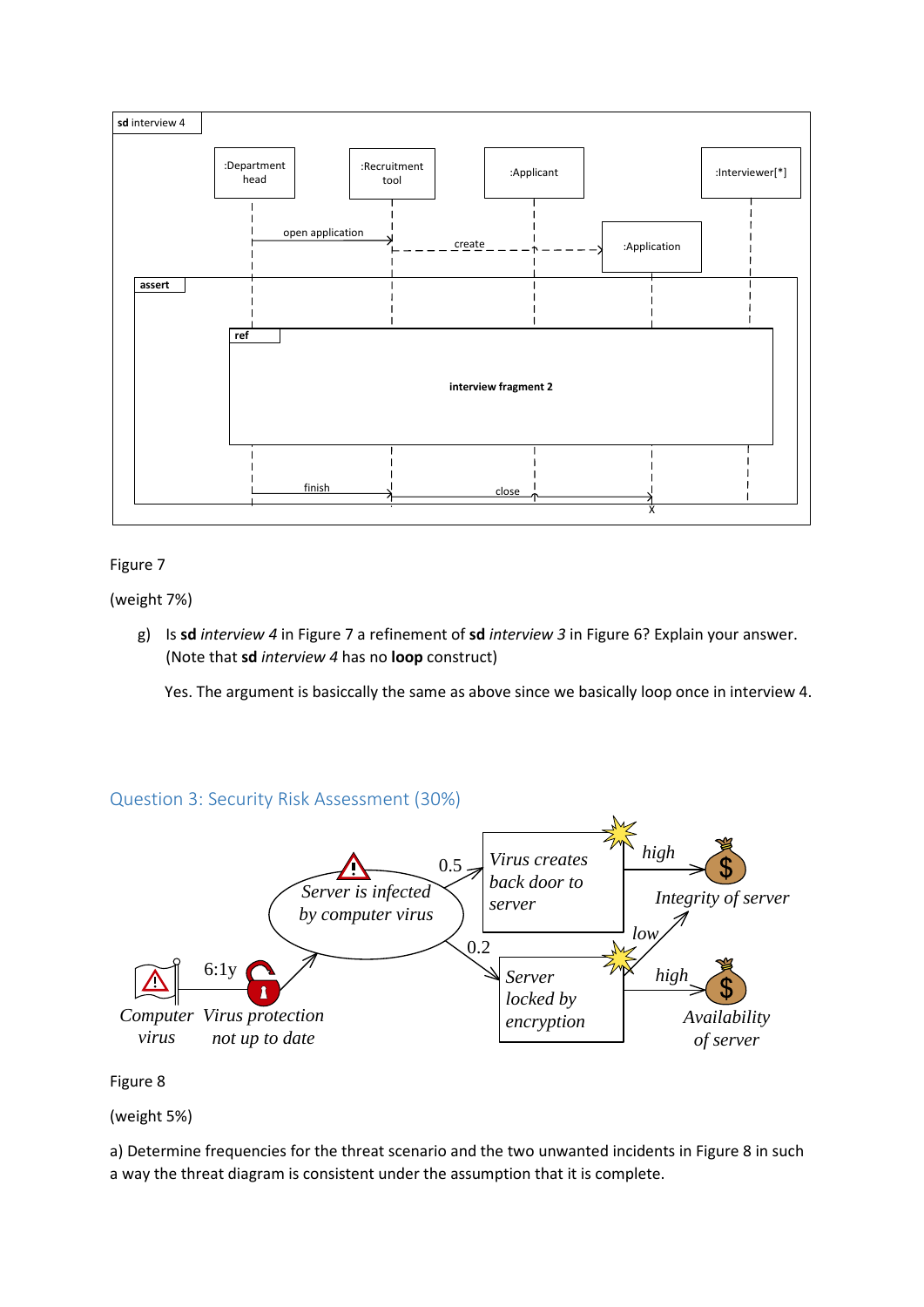Figure 7

(weight 7%)

g) Is **sd** *interview 4* in Figure 7 a refinement of **sd** *interview 3* in Figure 6? Explain your answer. (Note that **sd** *interview 4* has no **loop** construct)

Yes. The argument is basiccally the same as above since we basically loop once in interview 4.

## Question 3: Security Risk Assessment (30%)

Figure 8

(weight 5%)

a) Determine frequencies for the threat scenario and the two unwanted incidents in Figure 8 in such a way the threat diagram is consistent under the assumption that it is complete.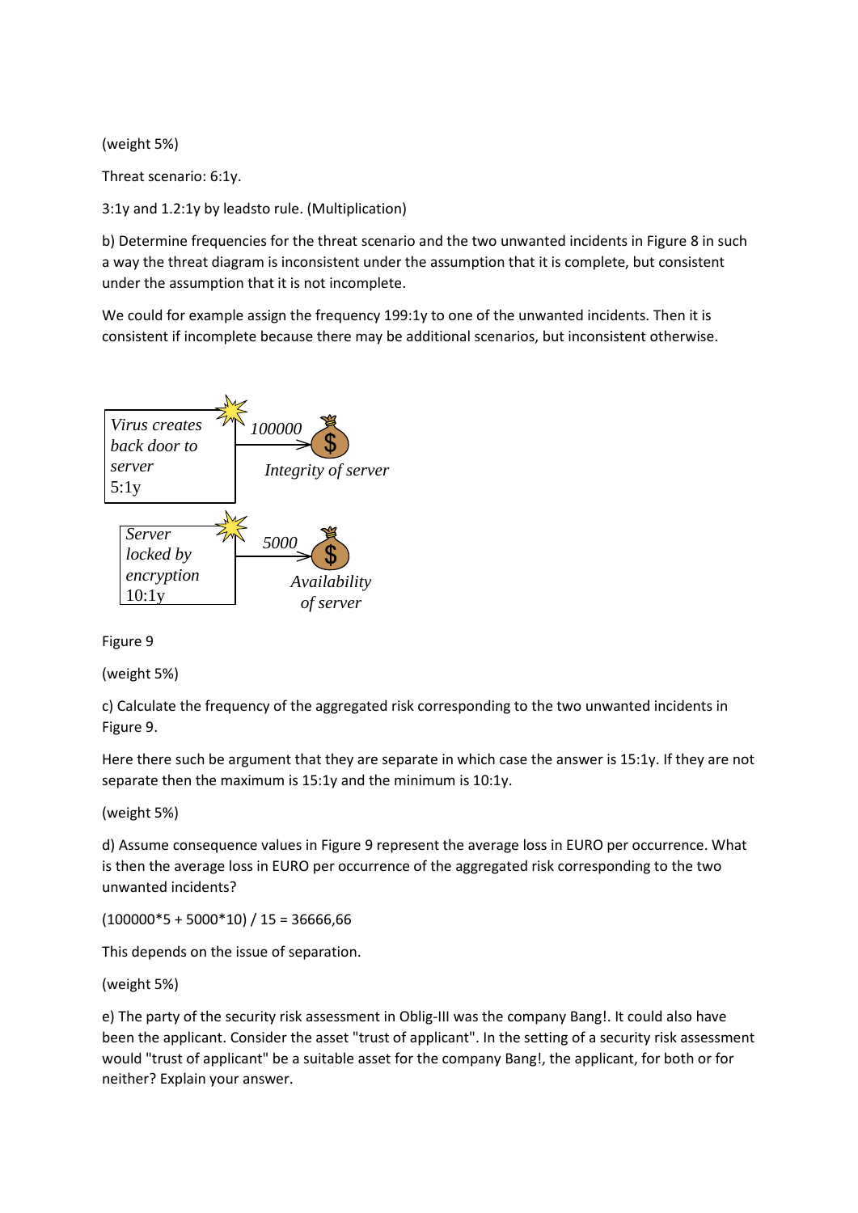(weight 5%)

Threat scenario: 6:1y.

3:1y and 1.2:1y by leadsto rule. (Multiplication)

b) Determine frequencies for the threat scenario and the two unwanted incidents in Figure 8 in such a way the threat diagram is inconsistent under the assumption that it is complete, but consistent under the assumption that it is not incomplete.

We could for example assign the frequency 199:1y to one of the unwanted incidents. Then it is consistent if incomplete because there may be additional scenarios, but inconsistent otherwise.

Figure 9

(weight 5%)

c) Calculate the frequency of the aggregated risk corresponding to the two unwanted incidents in Figure 9.

Here there such be argument that they are separate in which case the answer is 15:1y. If they are not separate then the maximum is 15:1y and the minimum is 10:1y.

(weight 5%)

d) Assume consequence values in Figure 9 represent the average loss in EURO per occurrence. What is then the average loss in EURO per occurrence of the aggregated risk corresponding to the two unwanted incidents?

(100000*5 + 5000*10) / 15 = 36666,66

This depends on the issue of separation.

(weight 5%)

e) The party of the security risk assessment in Oblig-III was the company Bang!. It could also have been the applicant. Consider the asset "trust of applicant". In the setting of a security risk assessment would "trust of applicant" be a suitable asset for the company Bang!, the applicant, for both or for neither? Explain your answer.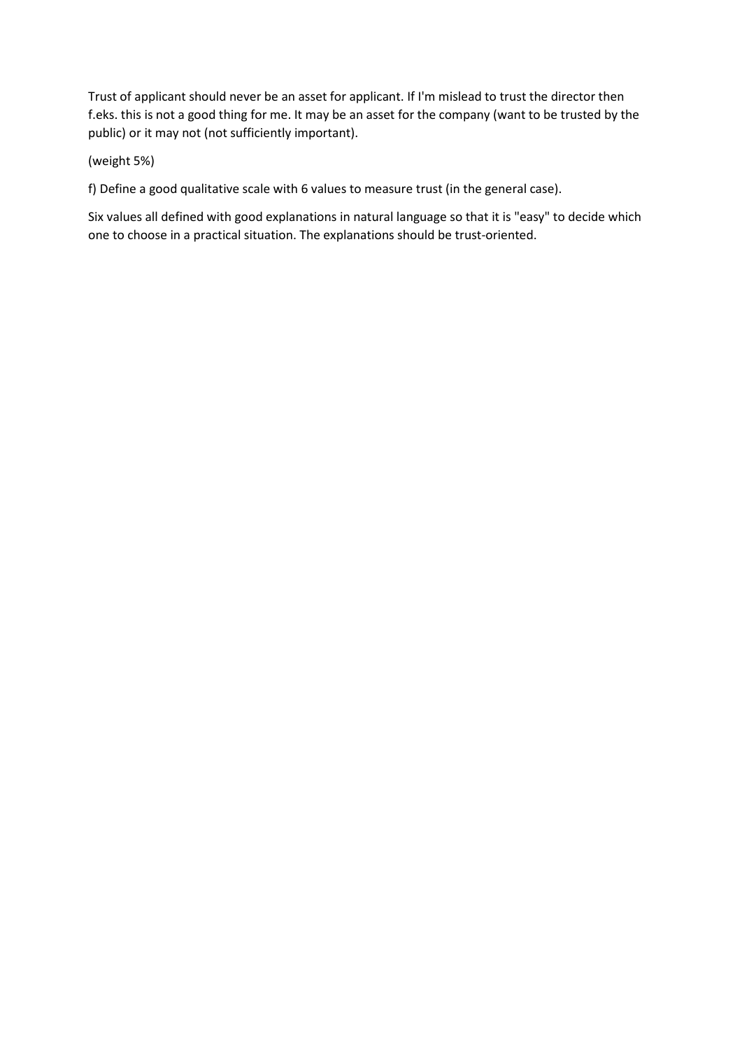Trust of applicant should never be an asset for applicant. If I'm mislead to trust the director then f.eks. this is not a good thing for me. It may be an asset for the company (want to be trusted by the public) or it may not (not sufficiently important).

(weight 5%)

f) Define a good qualitative scale with 6 values to measure trust (in the general case).

Six values all defined with good explanations in natural language so that it is "easy" to decide which one to choose in a practical situation. The explanations should be trust-oriented.